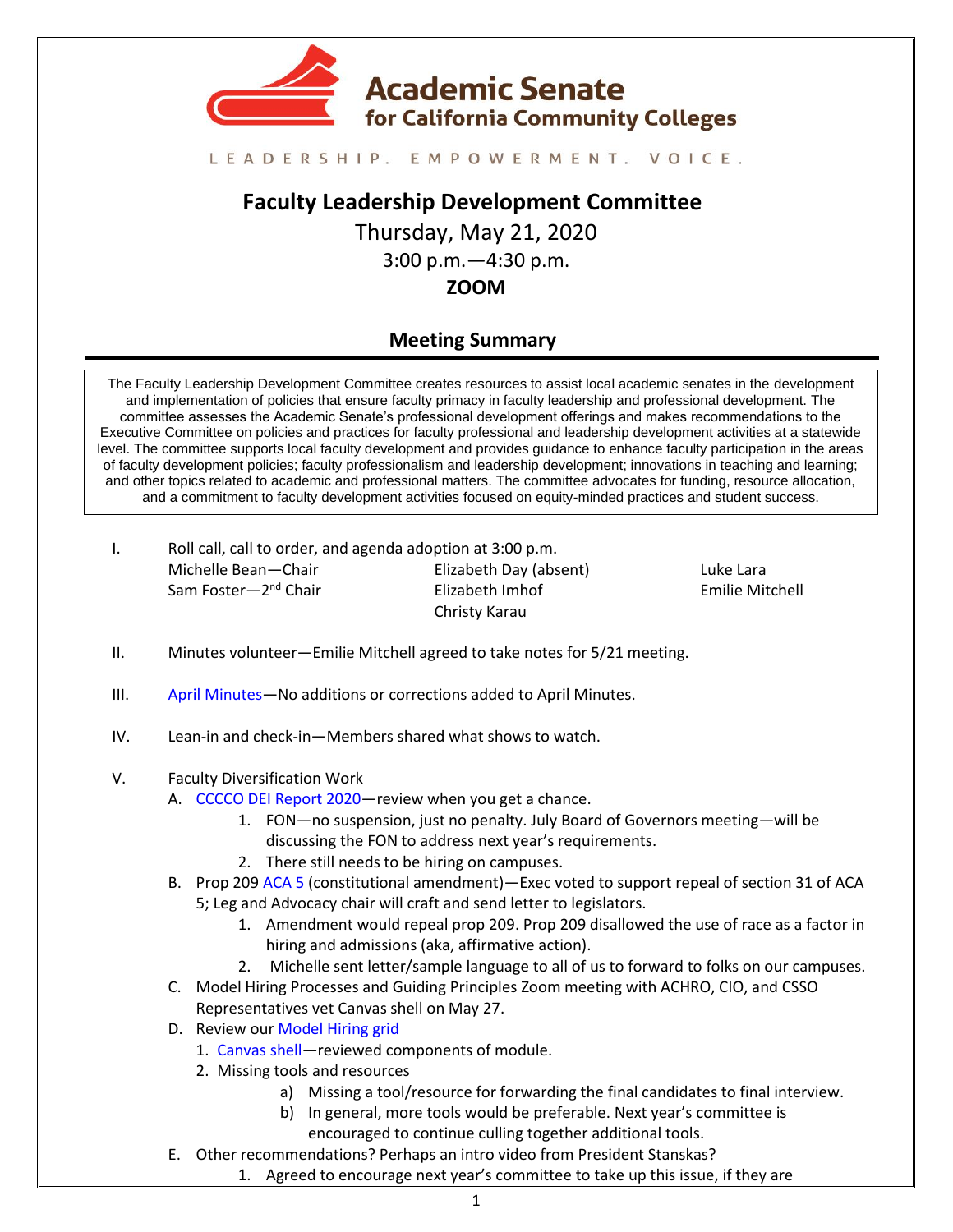**Academic Senate for California Community Colleges**

LEADERSHIP. EMPOWERMENT. VOICE.

# Faculty Leadership Development Committee

Thursday, May 21, 2020

3:00 p.m.—4:30 p.m.

**ZOOM**

## Meeting Summary

The Faculty Leadership Development Committee creates resources to assist local academic senates in the development and implementation of policies that ensure faculty primacy in faculty leadership and professional development. The committee assesses the Academic Senate's professional development offerings and makes recommendations to the Executive Committee on policies and practices for faculty professional and leadership development activities at a statewide level. The committee supports local faculty development and provides guidance to enhance faculty participation in the areas of faculty development policies; faculty professionalism and leadership development; innovations in teaching and learning; and other topics related to academic and professional matters. The committee advocates for funding, resource allocation, and a commitment to faculty development activities focused on equity-minded practices and student success.

I. Roll call, call to order, and agenda adoption at 3:00 p.m.

Michelle Bean—Chair
Sam Foster—2nd Chair
Elizabeth Day (absent)
Elizabeth Imhof
Christy Karau
Luke Lara
Emilie Mitchell

II. Minutes volunteer—Emilie Mitchell agreed to take notes for 5/21 meeting.

III. April Minutes—No additions or corrections added to April Minutes.

IV. Lean-in and check-in—Members shared what shows to watch.

V. Faculty Diversification Work

A. CCCCO DEI Report 2020—review when you get a chance.

1. FON—no suspension, just no penalty. July Board of Governors meeting—will be discussing the FON to address next year's requirements.
2. There still needs to be hiring on campuses.

B. Prop 209 ACA 5 (constitutional amendment)—Exec voted to support repeal of section 31 of ACA 5; Leg and Advocacy chair will craft and send letter to legislators.

1. Amendment would repeal prop 209. Prop 209 disallowed the use of race as a factor in hiring and admissions (aka, affirmative action).
2. Michelle sent letter/sample language to all of us to forward to folks on our campuses.

C. Model Hiring Processes and Guiding Principles Zoom meeting with ACHRO, CIO, and CSSO Representatives vet Canvas shell on May 27.

D. Review our Model Hiring grid

1. Canvas shell—reviewed components of module.
2. Missing tools and resources
   a) Missing a tool/resource for forwarding the final candidates to final interview.
   b) In general, more tools would be preferable. Next year's committee is encouraged to continue culling together additional tools.

E. Other recommendations? Perhaps an intro video from President Stanskas?

1. Agreed to encourage next year's committee to take up this issue, if they are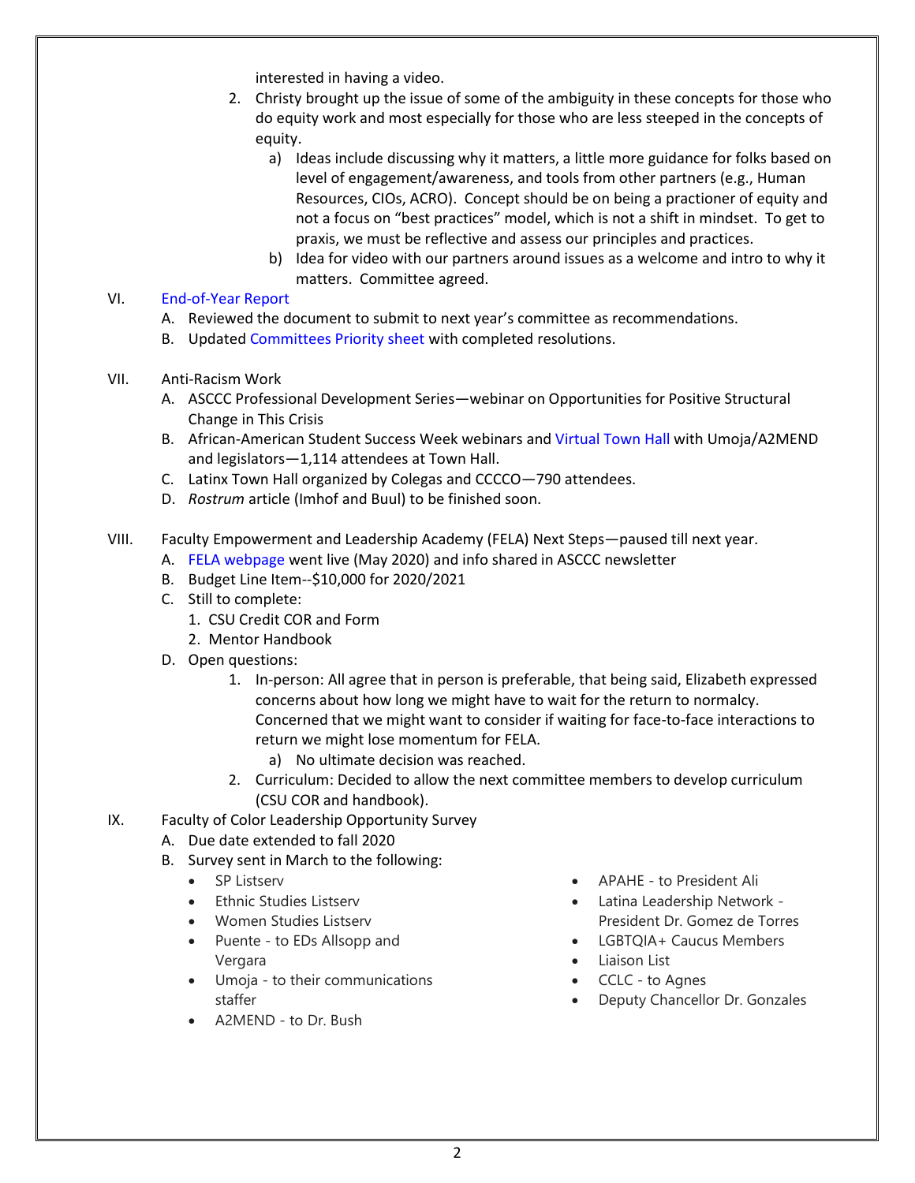interested in having a video.

2. Christy brought up the issue of some of the ambiguity in these concepts for those who do equity work and most especially for those who are less steeped in the concepts of equity.
    a) Ideas include discussing why it matters, a little more guidance for folks based on level of engagement/awareness, and tools from other partners (e.g., Human Resources, CIOs, ACRO). Concept should be on being a practioner of equity and not a focus on "best practices" model, which is not a shift in mindset. To get to praxis, we must be reflective and assess our principles and practices.
    b) Idea for video with our partners around issues as a welcome and intro to why it matters. Committee agreed.

VI. End-of-Year Report
- A. Reviewed the document to submit to next year's committee as recommendations.
- B. Updated Committees Priority sheet with completed resolutions.

VII. Anti-Racism Work
- A. ASCCC Professional Development Series—webinar on Opportunities for Positive Structural Change in This Crisis
- B. African-American Student Success Week webinars and Virtual Town Hall with Umoja/A2MEND and legislators—1,114 attendees at Town Hall.
- C. Latinx Town Hall organized by Colegas and CCCCO—790 attendees.
- D. *Rostrum* article (Imhof and Buul) to be finished soon.

VIII. Faculty Empowerment and Leadership Academy (FELA) Next Steps—paused till next year.
- A. FELA webpage went live (May 2020) and info shared in ASCCC newsletter
- B. Budget Line Item--$10,000 for 2020/2021
- C. Still to complete:
    1. CSU Credit COR and Form
    2. Mentor Handbook
- D. Open questions:
    1. In-person: All agree that in person is preferable, that being said, Elizabeth expressed concerns about how long we might have to wait for the return to normalcy. Concerned that we might want to consider if waiting for face-to-face interactions to return we might lose momentum for FELA.
        a) No ultimate decision was reached.
    2. Curriculum: Decided to allow the next committee members to develop curriculum (CSU COR and handbook).

IX. Faculty of Color Leadership Opportunity Survey
- A. Due date extended to fall 2020
- B. Survey sent in March to the following:
    - SP Listserv
    - Ethnic Studies Listserv
    - Women Studies Listserv
    - Puente - to EDs Allsopp and Vergara
    - Umoja - to their communications staffer
    - A2MEND - to Dr. Bush
    - APAHE - to President Ali
    - Latina Leadership Network - President Dr. Gomez de Torres
    - LGBTQIA+ Caucus Members
    - Liaison List
    - CCLC - to Agnes
    - Deputy Chancellor Dr. Gonzales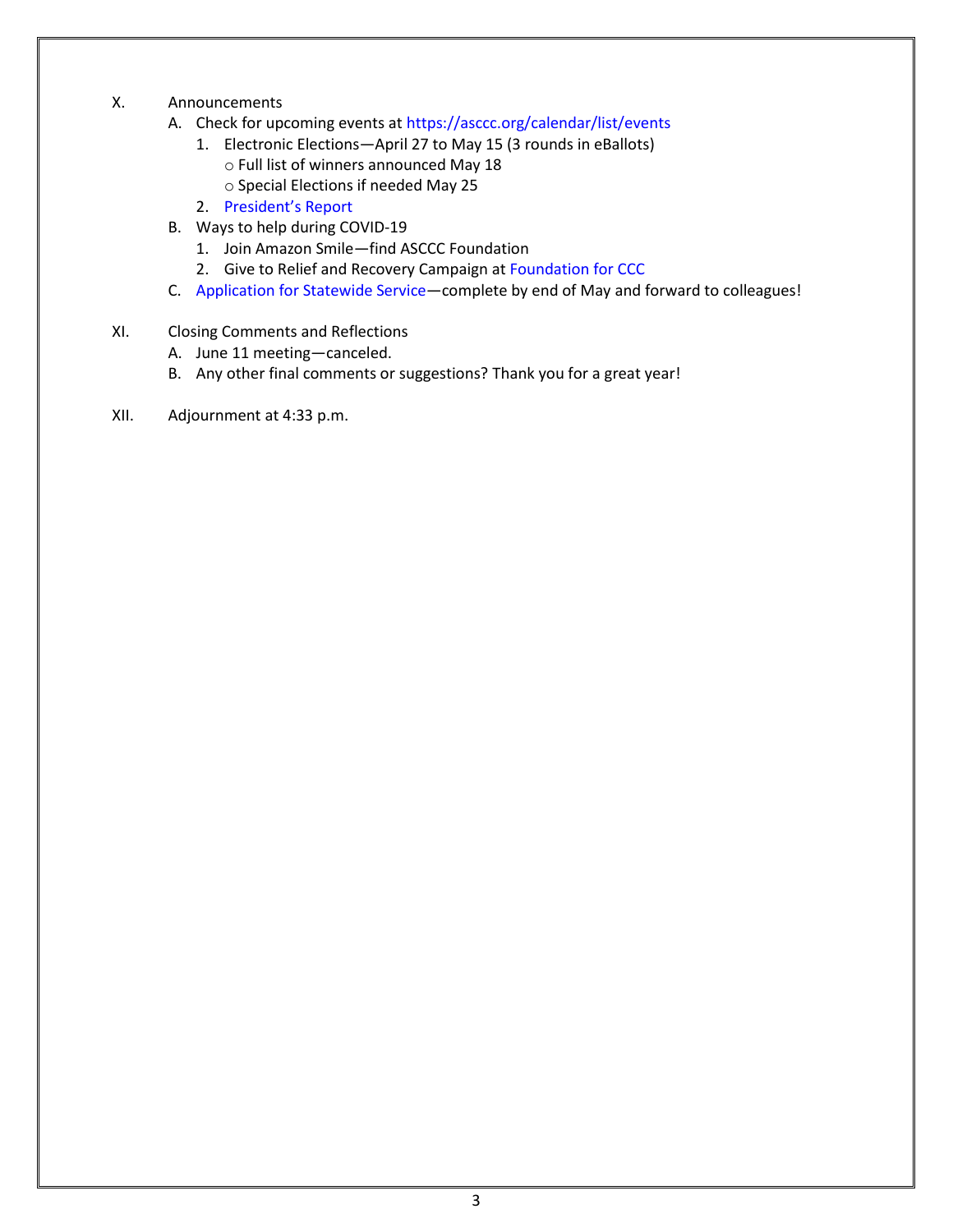X. Announcements

A. Check for upcoming events at https://asccc.org/calendar/list/events

1. Electronic Elections—April 27 to May 15 (3 rounds in eBallots)
   - Full list of winners announced May 18
   - Special Elections if needed May 25
2. President's Report

B. Ways to help during COVID-19

1. Join Amazon Smile—find ASCCC Foundation
2. Give to Relief and Recovery Campaign at Foundation for CCC

C. Application for Statewide Service—complete by end of May and forward to colleagues!

XI. Closing Comments and Reflections

A. June 11 meeting—canceled.

B. Any other final comments or suggestions? Thank you for a great year!

XII. Adjournment at 4:33 p.m.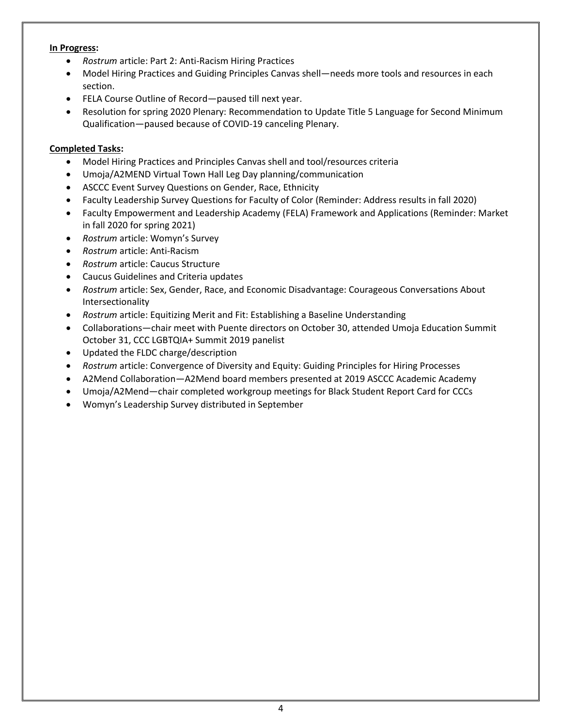**In Progress:**

- *Rostrum* article: Part 2: Anti-Racism Hiring Practices
- Model Hiring Practices and Guiding Principles Canvas shell—needs more tools and resources in each section.
- FELA Course Outline of Record—paused till next year.
- Resolution for spring 2020 Plenary: Recommendation to Update Title 5 Language for Second Minimum Qualification—paused because of COVID-19 canceling Plenary.

**Completed Tasks:**

- Model Hiring Practices and Principles Canvas shell and tool/resources criteria
- Umoja/A2MEND Virtual Town Hall Leg Day planning/communication
- ASCCC Event Survey Questions on Gender, Race, Ethnicity
- Faculty Leadership Survey Questions for Faculty of Color (Reminder: Address results in fall 2020)
- Faculty Empowerment and Leadership Academy (FELA) Framework and Applications (Reminder: Market in fall 2020 for spring 2021)
- *Rostrum* article: Womyn's Survey
- *Rostrum* article: Anti-Racism
- *Rostrum* article: Caucus Structure
- Caucus Guidelines and Criteria updates
- *Rostrum* article: Sex, Gender, Race, and Economic Disadvantage: Courageous Conversations About Intersectionality
- *Rostrum* article: Equitizing Merit and Fit: Establishing a Baseline Understanding
- Collaborations—chair meet with Puente directors on October 30, attended Umoja Education Summit October 31, CCC LGBTQIA+ Summit 2019 panelist
- Updated the FLDC charge/description
- *Rostrum* article: Convergence of Diversity and Equity: Guiding Principles for Hiring Processes
- A2Mend Collaboration—A2Mend board members presented at 2019 ASCCC Academic Academy
- Umoja/A2Mend—chair completed workgroup meetings for Black Student Report Card for CCCs
- Womyn's Leadership Survey distributed in September